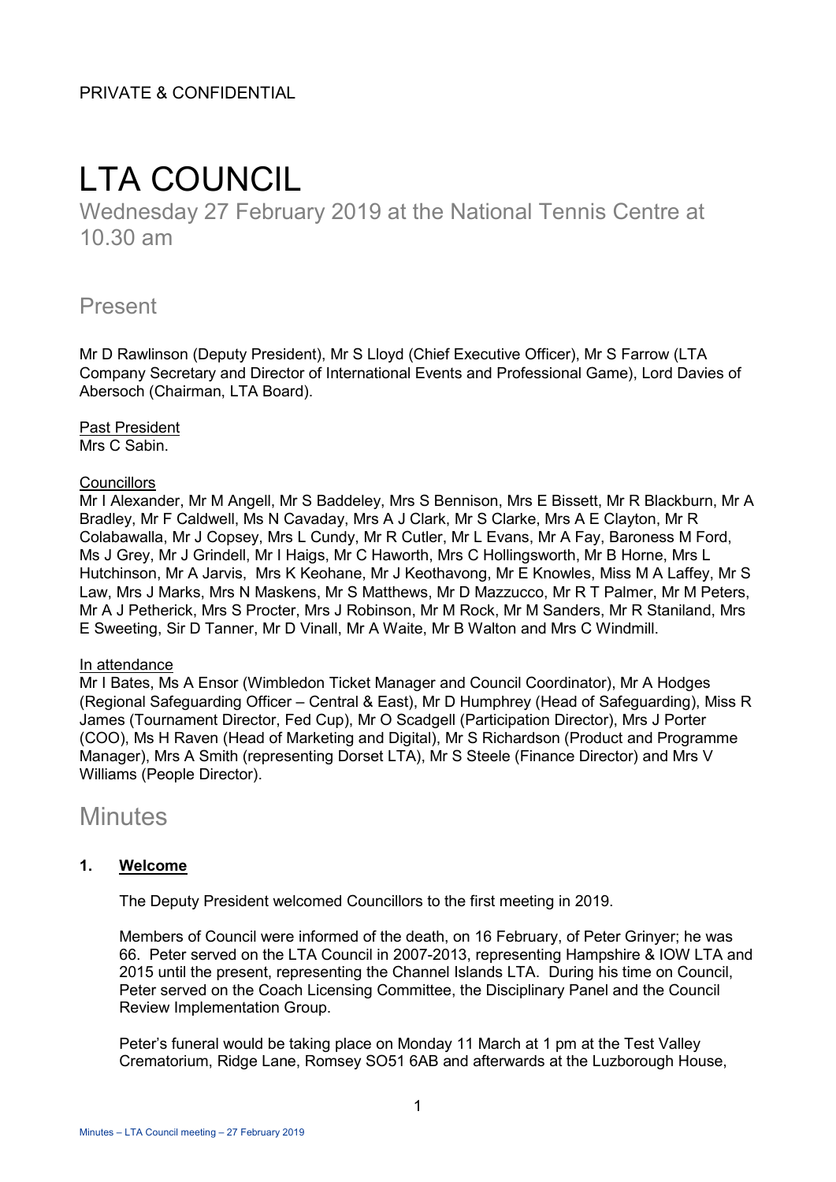PRIVATE & CONFIDENTIAL

# LTA COUNCIL

Wednesday 27 February 2019 at the National Tennis Centre at 10.30 am

## Present

Mr D Rawlinson (Deputy President), Mr S Lloyd (Chief Executive Officer), Mr S Farrow (LTA Company Secretary and Director of International Events and Professional Game), Lord Davies of Abersoch (Chairman, LTA Board).

<u>Past President</u>
Mrs C Sabin.

<u>Councillors</u>
Mr I Alexander, Mr M Angell, Mr S Baddeley, Mrs S Bennison, Mrs E Bissett, Mr R Blackburn, Mr A Bradley, Mr F Caldwell, Ms N Cavaday, Mrs A J Clark, Mr S Clarke, Mrs A E Clayton, Mr R Colabawalla, Mr J Copsey, Mrs L Cundy, Mr R Cutler, Mr L Evans, Mr A Fay, Baroness M Ford, Ms J Grey, Mr J Grindell, Mr I Haigs, Mr C Haworth, Mrs C Hollingsworth, Mr B Horne, Mrs L Hutchinson, Mr A Jarvis, Mrs K Keohane, Mr J Keothavong, Mr E Knowles, Miss M A Laffey, Mr S Law, Mrs J Marks, Mrs N Maskens, Mr S Matthews, Mr D Mazzucco, Mr R T Palmer, Mr M Peters, Mr A J Petherick, Mrs S Procter, Mrs J Robinson, Mr M Rock, Mr M Sanders, Mr R Staniland, Mrs E Sweeting, Sir D Tanner, Mr D Vinall, Mr A Waite, Mr B Walton and Mrs C Windmill.

<u>In attendance</u>
Mr I Bates, Ms A Ensor (Wimbledon Ticket Manager and Council Coordinator), Mr A Hodges (Regional Safeguarding Officer – Central & East), Mr D Humphrey (Head of Safeguarding), Miss R James (Tournament Director, Fed Cup), Mr O Scadgell (Participation Director), Mrs J Porter (COO), Ms H Raven (Head of Marketing and Digital), Mr S Richardson (Product and Programme Manager), Mrs A Smith (representing Dorset LTA), Mr S Steele (Finance Director) and Mrs V Williams (People Director).

## Minutes

### 1. <u>Welcome</u>

The Deputy President welcomed Councillors to the first meeting in 2019.

Members of Council were informed of the death, on 16 February, of Peter Grinyer; he was 66. Peter served on the LTA Council in 2007-2013, representing Hampshire & IOW LTA and 2015 until the present, representing the Channel Islands LTA. During his time on Council, Peter served on the Coach Licensing Committee, the Disciplinary Panel and the Council Review Implementation Group.

Peter's funeral would be taking place on Monday 11 March at 1 pm at the Test Valley Crematorium, Ridge Lane, Romsey SO51 6AB and afterwards at the Luzborough House,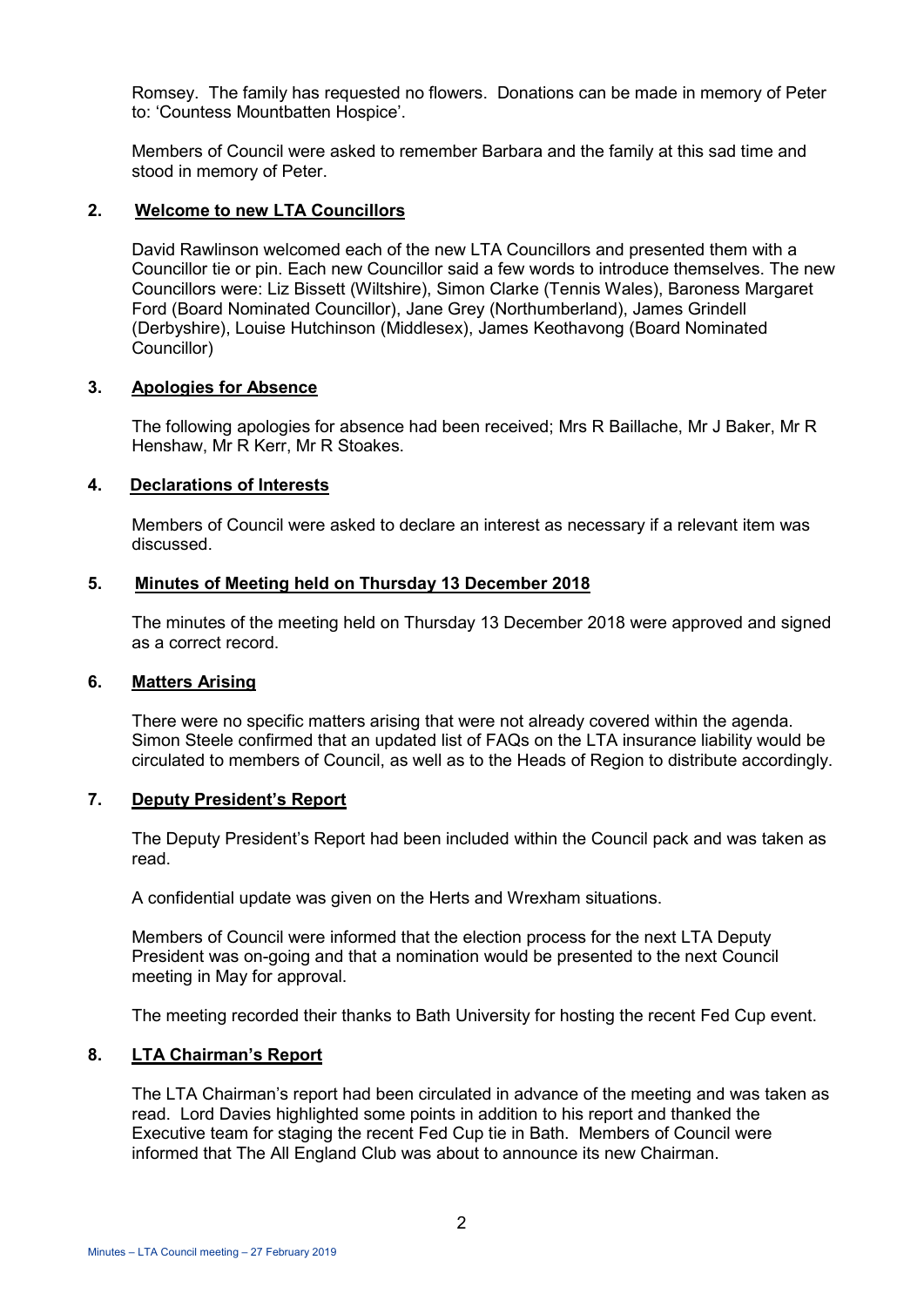Romsey. The family has requested no flowers. Donations can be made in memory of Peter to: 'Countess Mountbatten Hospice'.

Members of Council were asked to remember Barbara and the family at this sad time and stood in memory of Peter.

## 2. Welcome to new LTA Councillors

David Rawlinson welcomed each of the new LTA Councillors and presented them with a Councillor tie or pin. Each new Councillor said a few words to introduce themselves. The new Councillors were: Liz Bissett (Wiltshire), Simon Clarke (Tennis Wales), Baroness Margaret Ford (Board Nominated Councillor), Jane Grey (Northumberland), James Grindell (Derbyshire), Louise Hutchinson (Middlesex), James Keothavong (Board Nominated Councillor)

## 3. Apologies for Absence

The following apologies for absence had been received; Mrs R Baillache, Mr J Baker, Mr R Henshaw, Mr R Kerr, Mr R Stoakes.

## 4. Declarations of Interests

Members of Council were asked to declare an interest as necessary if a relevant item was discussed.

## 5. Minutes of Meeting held on Thursday 13 December 2018

The minutes of the meeting held on Thursday 13 December 2018 were approved and signed as a correct record.

## 6. Matters Arising

There were no specific matters arising that were not already covered within the agenda. Simon Steele confirmed that an updated list of FAQs on the LTA insurance liability would be circulated to members of Council, as well as to the Heads of Region to distribute accordingly.

## 7. Deputy President's Report

The Deputy President's Report had been included within the Council pack and was taken as read.

A confidential update was given on the Herts and Wrexham situations.

Members of Council were informed that the election process for the next LTA Deputy President was on-going and that a nomination would be presented to the next Council meeting in May for approval.

The meeting recorded their thanks to Bath University for hosting the recent Fed Cup event.

## 8. LTA Chairman's Report

The LTA Chairman's report had been circulated in advance of the meeting and was taken as read. Lord Davies highlighted some points in addition to his report and thanked the Executive team for staging the recent Fed Cup tie in Bath. Members of Council were informed that The All England Club was about to announce its new Chairman.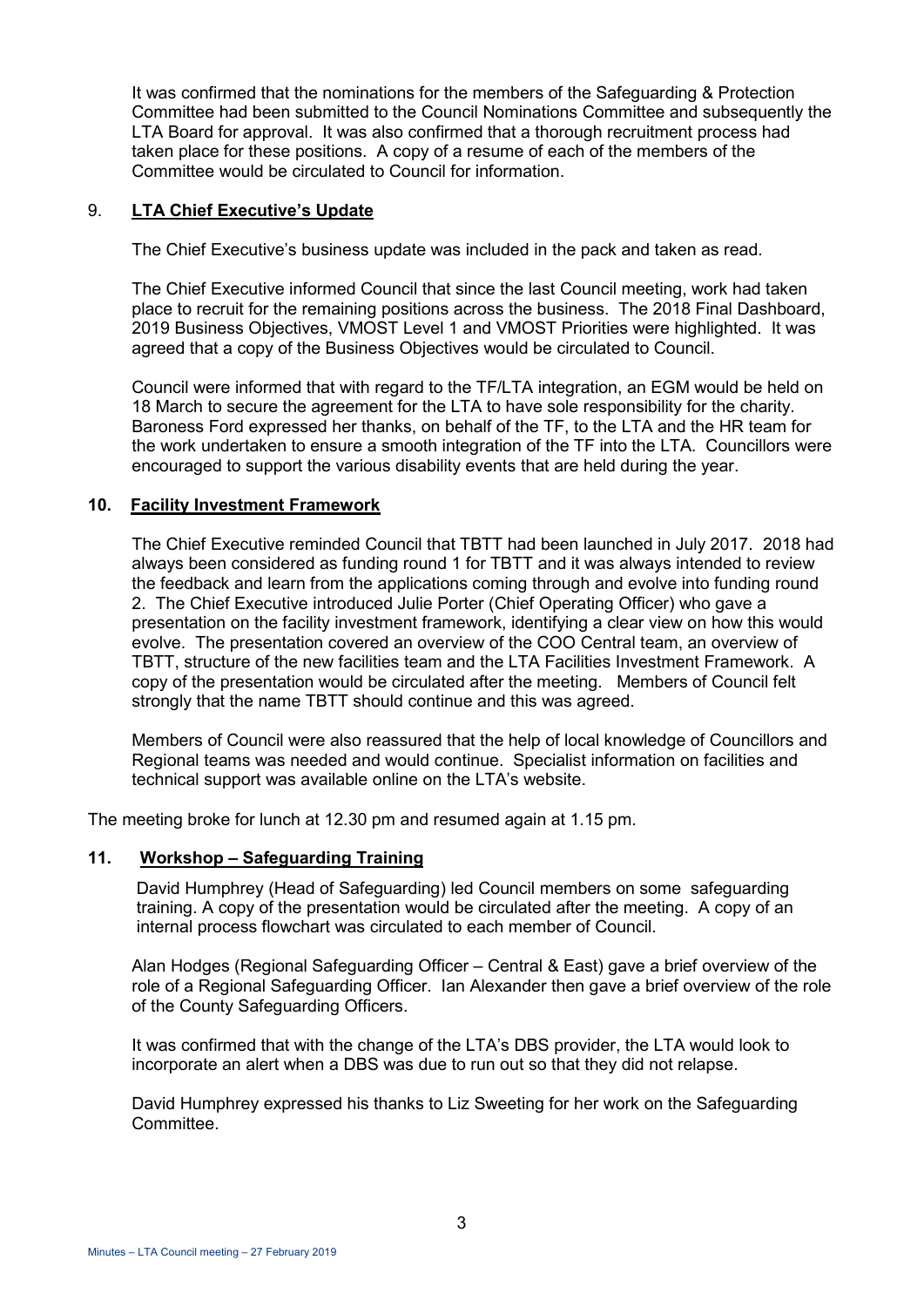It was confirmed that the nominations for the members of the Safeguarding & Protection Committee had been submitted to the Council Nominations Committee and subsequently the LTA Board for approval. It was also confirmed that a thorough recruitment process had taken place for these positions. A copy of a resume of each of the members of the Committee would be circulated to Council for information.

## 9. LTA Chief Executive's Update

The Chief Executive's business update was included in the pack and taken as read.

The Chief Executive informed Council that since the last Council meeting, work had taken place to recruit for the remaining positions across the business. The 2018 Final Dashboard, 2019 Business Objectives, VMOST Level 1 and VMOST Priorities were highlighted. It was agreed that a copy of the Business Objectives would be circulated to Council.

Council were informed that with regard to the TF/LTA integration, an EGM would be held on 18 March to secure the agreement for the LTA to have sole responsibility for the charity. Baroness Ford expressed her thanks, on behalf of the TF, to the LTA and the HR team for the work undertaken to ensure a smooth integration of the TF into the LTA. Councillors were encouraged to support the various disability events that are held during the year.

## 10. Facility Investment Framework

The Chief Executive reminded Council that TBTT had been launched in July 2017. 2018 had always been considered as funding round 1 for TBTT and it was always intended to review the feedback and learn from the applications coming through and evolve into funding round 2. The Chief Executive introduced Julie Porter (Chief Operating Officer) who gave a presentation on the facility investment framework, identifying a clear view on how this would evolve. The presentation covered an overview of the COO Central team, an overview of TBTT, structure of the new facilities team and the LTA Facilities Investment Framework. A copy of the presentation would be circulated after the meeting. Members of Council felt strongly that the name TBTT should continue and this was agreed.

Members of Council were also reassured that the help of local knowledge of Councillors and Regional teams was needed and would continue. Specialist information on facilities and technical support was available online on the LTA's website.

The meeting broke for lunch at 12.30 pm and resumed again at 1.15 pm.

## 11. Workshop – Safeguarding Training

David Humphrey (Head of Safeguarding) led Council members on some safeguarding training. A copy of the presentation would be circulated after the meeting. A copy of an internal process flowchart was circulated to each member of Council.

Alan Hodges (Regional Safeguarding Officer – Central & East) gave a brief overview of the role of a Regional Safeguarding Officer. Ian Alexander then gave a brief overview of the role of the County Safeguarding Officers.

It was confirmed that with the change of the LTA's DBS provider, the LTA would look to incorporate an alert when a DBS was due to run out so that they did not relapse.

David Humphrey expressed his thanks to Liz Sweeting for her work on the Safeguarding Committee.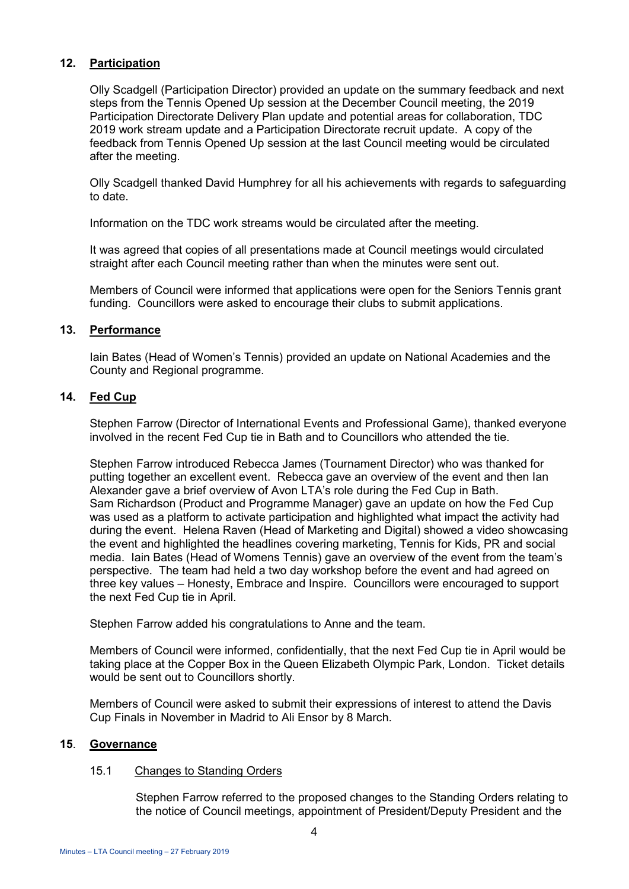## 12. Participation

Olly Scadgell (Participation Director) provided an update on the summary feedback and next steps from the Tennis Opened Up session at the December Council meeting, the 2019 Participation Directorate Delivery Plan update and potential areas for collaboration, TDC 2019 work stream update and a Participation Directorate recruit update. A copy of the feedback from Tennis Opened Up session at the last Council meeting would be circulated after the meeting.

Olly Scadgell thanked David Humphrey for all his achievements with regards to safeguarding to date.

Information on the TDC work streams would be circulated after the meeting.

It was agreed that copies of all presentations made at Council meetings would circulated straight after each Council meeting rather than when the minutes were sent out.

Members of Council were informed that applications were open for the Seniors Tennis grant funding. Councillors were asked to encourage their clubs to submit applications.

## 13. Performance

Iain Bates (Head of Women's Tennis) provided an update on National Academies and the County and Regional programme.

## 14. Fed Cup

Stephen Farrow (Director of International Events and Professional Game), thanked everyone involved in the recent Fed Cup tie in Bath and to Councillors who attended the tie.

Stephen Farrow introduced Rebecca James (Tournament Director) who was thanked for putting together an excellent event. Rebecca gave an overview of the event and then Ian Alexander gave a brief overview of Avon LTA's role during the Fed Cup in Bath. Sam Richardson (Product and Programme Manager) gave an update on how the Fed Cup was used as a platform to activate participation and highlighted what impact the activity had during the event. Helena Raven (Head of Marketing and Digital) showed a video showcasing the event and highlighted the headlines covering marketing, Tennis for Kids, PR and social media. Iain Bates (Head of Womens Tennis) gave an overview of the event from the team's perspective. The team had held a two day workshop before the event and had agreed on three key values – Honesty, Embrace and Inspire. Councillors were encouraged to support the next Fed Cup tie in April.

Stephen Farrow added his congratulations to Anne and the team.

Members of Council were informed, confidentially, that the next Fed Cup tie in April would be taking place at the Copper Box in the Queen Elizabeth Olympic Park, London. Ticket details would be sent out to Councillors shortly.

Members of Council were asked to submit their expressions of interest to attend the Davis Cup Finals in November in Madrid to Ali Ensor by 8 March.

## 15. Governance

### 15.1 Changes to Standing Orders

Stephen Farrow referred to the proposed changes to the Standing Orders relating to the notice of Council meetings, appointment of President/Deputy President and the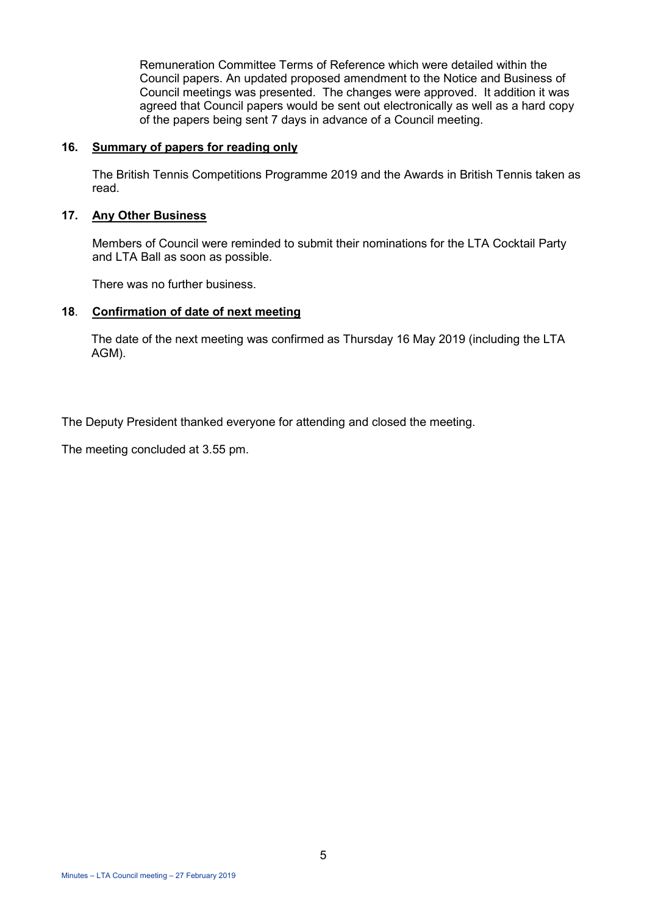Remuneration Committee Terms of Reference which were detailed within the Council papers. An updated proposed amendment to the Notice and Business of Council meetings was presented. The changes were approved. It addition it was agreed that Council papers would be sent out electronically as well as a hard copy of the papers being sent 7 days in advance of a Council meeting.

**16. Summary of papers for reading only**

The British Tennis Competitions Programme 2019 and the Awards in British Tennis taken as read.

**17. Any Other Business**

Members of Council were reminded to submit their nominations for the LTA Cocktail Party and LTA Ball as soon as possible.

There was no further business.

**18. Confirmation of date of next meeting**

The date of the next meeting was confirmed as Thursday 16 May 2019 (including the LTA AGM).

The Deputy President thanked everyone for attending and closed the meeting.

The meeting concluded at 3.55 pm.